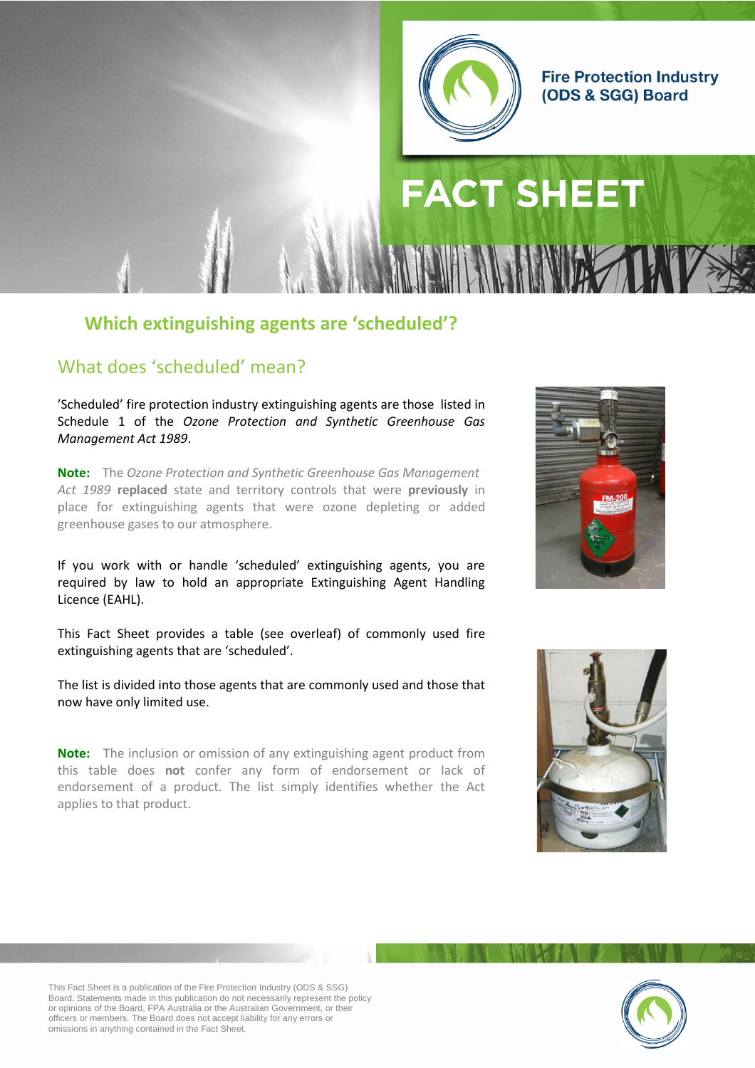Fire Protection Industry (ODS & SGG) Board

# FACT SHEET

## Which extinguishing agents are 'scheduled'?

### What does 'scheduled' mean?

'Scheduled' fire protection industry extinguishing agents are those listed in Schedule 1 of the *Ozone Protection and Synthetic Greenhouse Gas Management Act 1989*.

**Note:** The *Ozone Protection and Synthetic Greenhouse Gas Management Act 1989* **replaced** state and territory controls that were **previously** in place for extinguishing agents that were ozone depleting or added greenhouse gases to our atmosphere.

If you work with or handle 'scheduled' extinguishing agents, you are required by law to hold an appropriate Extinguishing Agent Handling Licence (EAHL).

This Fact Sheet provides a table (see overleaf) of commonly used fire extinguishing agents that are 'scheduled'.

The list is divided into those agents that are commonly used and those that now have only limited use.

**Note:** The inclusion or omission of any extinguishing agent product from this table does **not** confer any form of endorsement or lack of endorsement of a product. The list simply identifies whether the Act applies to that product.

This Fact Sheet is a publication of the Fire Protection Industry (ODS & SSG) Board. Statements made in this publication do not necessarily represent the policy or opinions of the Board, FPA Australia or the Australian Government, or their officers or members. The Board does not accept liability for any errors or omissions in anything contained in the Fact Sheet.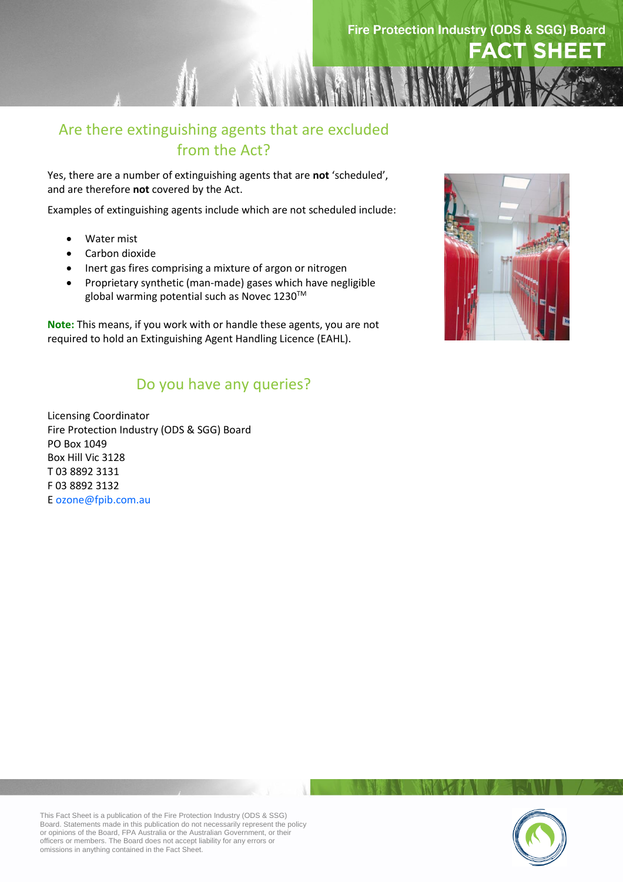## Are there extinguishing agents that are excluded from the Act?

Yes, there are a number of extinguishing agents that are **not** 'scheduled', and are therefore **not** covered by the Act.

Examples of extinguishing agents include which are not scheduled include:

- Water mist
- Carbon dioxide
- Inert gas fires comprising a mixture of argon or nitrogen
- Proprietary synthetic (man-made) gases which have negligible global warming potential such as Novec 1230™

**Note:** This means, if you work with or handle these agents, you are not required to hold an Extinguishing Agent Handling Licence (EAHL).

## Do you have any queries?

Licensing Coordinator
Fire Protection Industry (ODS & SGG) Board
PO Box 1049
Box Hill Vic 3128
T 03 8892 3131
F 03 8892 3132
E ozone@fpib.com.au

This Fact Sheet is a publication of the Fire Protection Industry (ODS & SSG) Board. Statements made in this publication do not necessarily represent the policy or opinions of the Board, FPA Australia or the Australian Government, or their officers or members. The Board does not accept liability for any errors or omissions in anything contained in the Fact Sheet.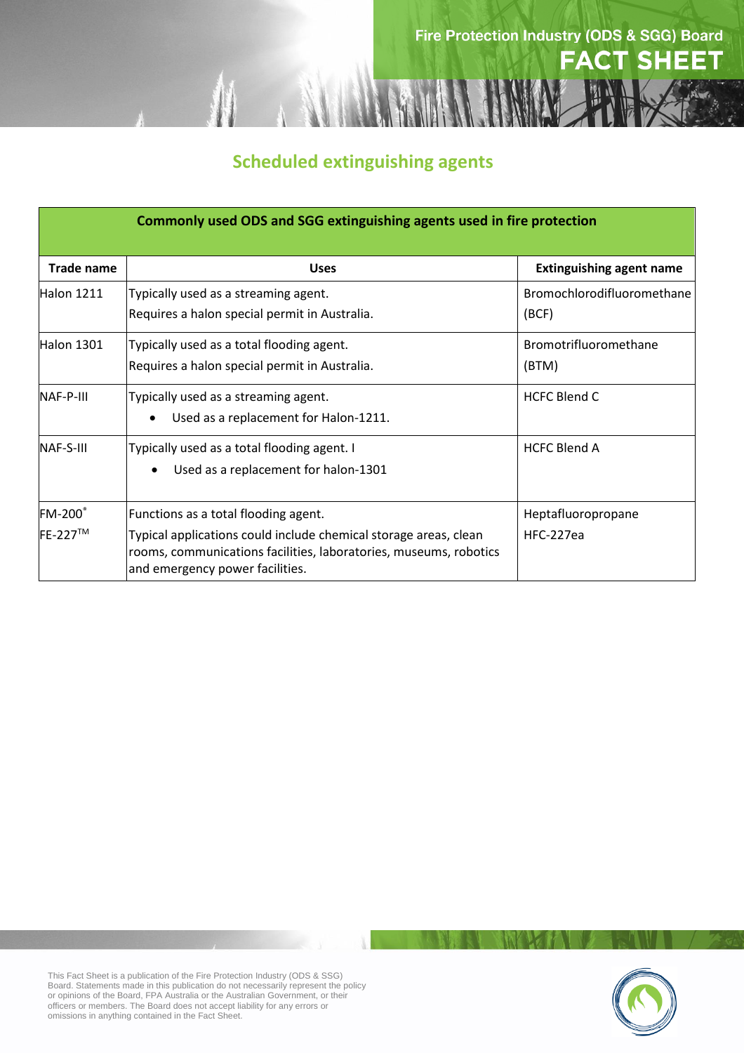## Scheduled extinguishing agents

| Commonly used ODS and SGG extinguishing agents used in fire protection | | |
|---|---|---|
| **Trade name** | **Uses** | **Extinguishing agent name** |
| Halon 1211 | Typically used as a streaming agent.<br>Requires a halon special permit in Australia. | Bromochlorodifluoromethane (BCF) |
| Halon 1301 | Typically used as a total flooding agent.<br>Requires a halon special permit in Australia. | Bromotrifluoromethane (BTM) |
| NAF-P-III | Typically used as a streaming agent.<br>• Used as a replacement for Halon-1211. | HCFC Blend C |
| NAF-S-III | Typically used as a total flooding agent. I<br>• Used as a replacement for halon-1301 | HCFC Blend A |
| FM-200®<br>FE-227™ | Functions as a total flooding agent.<br>Typical applications could include chemical storage areas, clean rooms, communications facilities, laboratories, museums, robotics and emergency power facilities. | Heptafluoropropane<br>HFC-227ea |

This Fact Sheet is a publication of the Fire Protection Industry (ODS & SSG) Board. Statements made in this publication do not necessarily represent the policy or opinions of the Board, FPA Australia or the Australian Government, or their officers or members. The Board does not accept liability for any errors or omissions in anything contained in the Fact Sheet.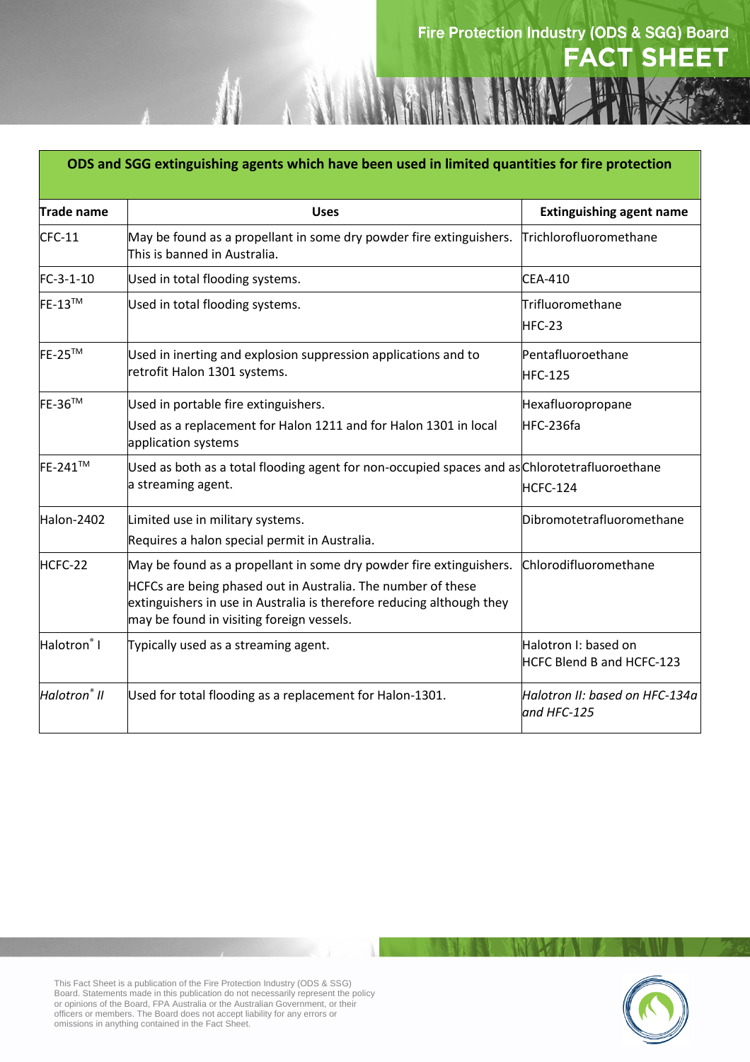| ODS and SGG extinguishing agents which have been used in limited quantities for fire protection | | |
|---|---|---|
| **Trade name** | **Uses** | **Extinguishing agent name** |
| CFC-11 | May be found as a propellant in some dry powder fire extinguishers. This is banned in Australia. | Trichlorofluoromethane |
| FC-3-1-10 | Used in total flooding systems. | CEA-410 |
| FE-13™ | Used in total flooding systems. | Trifluoromethane HFC-23 |
| FE-25™ | Used in inerting and explosion suppression applications and to retrofit Halon 1301 systems. | Pentafluoroethane HFC-125 |
| FE-36™ | Used in portable fire extinguishers. Used as a replacement for Halon 1211 and for Halon 1301 in local application systems | Hexafluoropropane HFC-236fa |
| FE-241™ | Used as both as a total flooding agent for non-occupied spaces and as a streaming agent. | Chlorotetrafluoroethane HCFC-124 |
| Halon-2402 | Limited use in military systems. Requires a halon special permit in Australia. | Dibromotetrafluoromethane |
| HCFC-22 | May be found as a propellant in some dry powder fire extinguishers. HCFCs are being phased out in Australia. The number of these extinguishers in use in Australia is therefore reducing although they may be found in visiting foreign vessels. | Chlorodifluoromethane |
| Halotron® I | Typically used as a streaming agent. | Halotron I: based on HCFC Blend B and HCFC-123 |
| *Halotron® II* | Used for total flooding as a replacement for Halon-1301. | *Halotron II: based on HFC-134a and HFC-125* |

This Fact Sheet is a publication of the Fire Protection Industry (ODS & SSG) Board. Statements made in this publication do not necessarily represent the policy or opinions of the Board, FPA Australia or the Australian Government, or their officers or members. The Board does not accept liability for any errors or omissions in anything contained in the Fact Sheet.